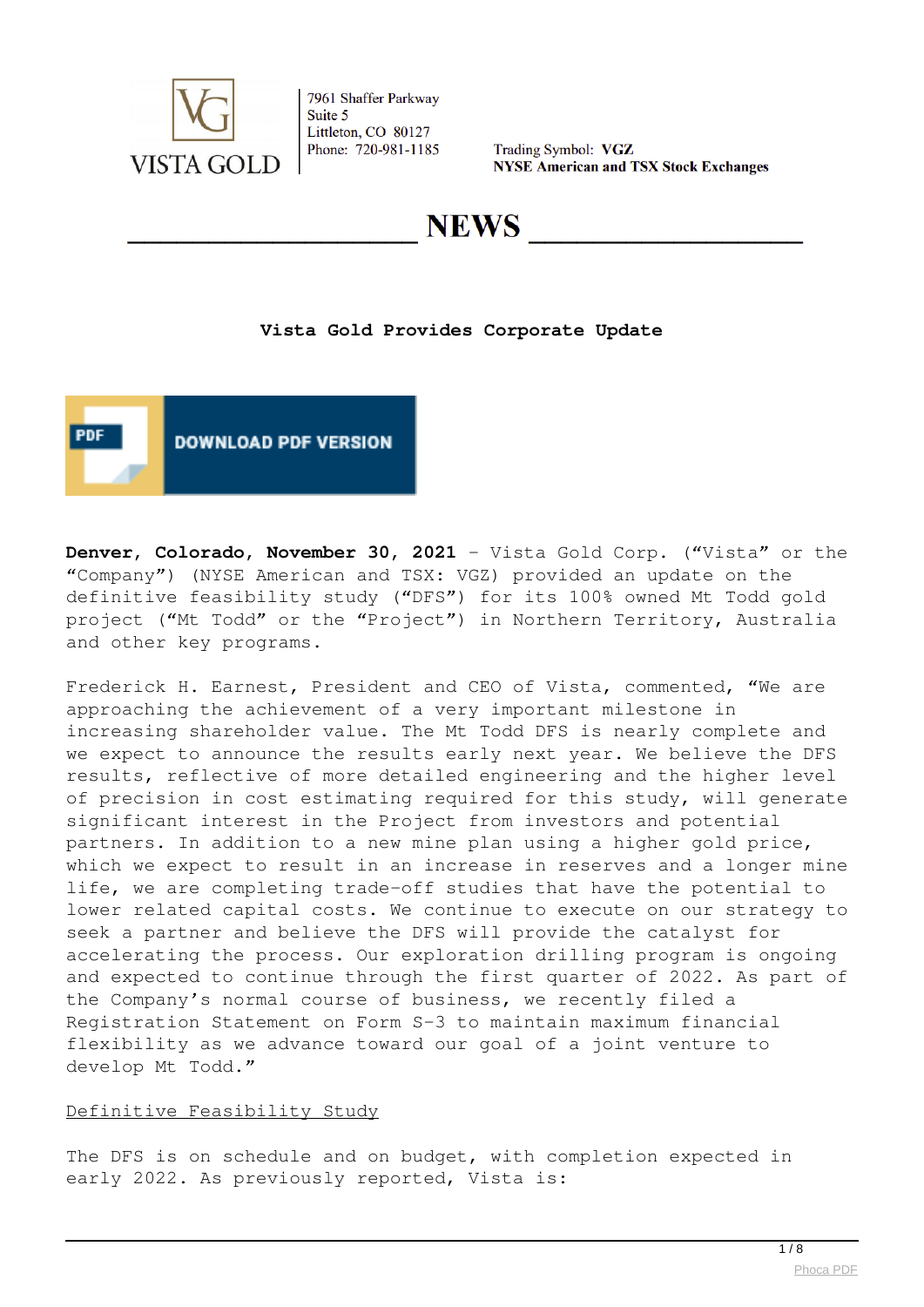VISTA GOLD

7961 Shaffer Parkway
Suite 5
Littleton, CO 80127
Phone: 720-981-1185

Trading Symbol: **VGZ**
**NYSE American and TSX Stock Exchanges**

# NEWS

## Vista Gold Provides Corporate Update

DOWNLOAD PDF VERSION

**Denver, Colorado, November 30, 2021** – Vista Gold Corp. ("Vista" or the "Company") (NYSE American and TSX: VGZ) provided an update on the definitive feasibility study ("DFS") for its 100% owned Mt Todd gold project ("Mt Todd" or the "Project") in Northern Territory, Australia and other key programs.

Frederick H. Earnest, President and CEO of Vista, commented, "We are approaching the achievement of a very important milestone in increasing shareholder value. The Mt Todd DFS is nearly complete and we expect to announce the results early next year. We believe the DFS results, reflective of more detailed engineering and the higher level of precision in cost estimating required for this study, will generate significant interest in the Project from investors and potential partners. In addition to a new mine plan using a higher gold price, which we expect to result in an increase in reserves and a longer mine life, we are completing trade-off studies that have the potential to lower related capital costs. We continue to execute on our strategy to seek a partner and believe the DFS will provide the catalyst for accelerating the process. Our exploration drilling program is ongoing and expected to continue through the first quarter of 2022. As part of the Company's normal course of business, we recently filed a Registration Statement on Form S-3 to maintain maximum financial flexibility as we advance toward our goal of a joint venture to develop Mt Todd."

Definitive Feasibility Study

The DFS is on schedule and on budget, with completion expected in early 2022. As previously reported, Vista is: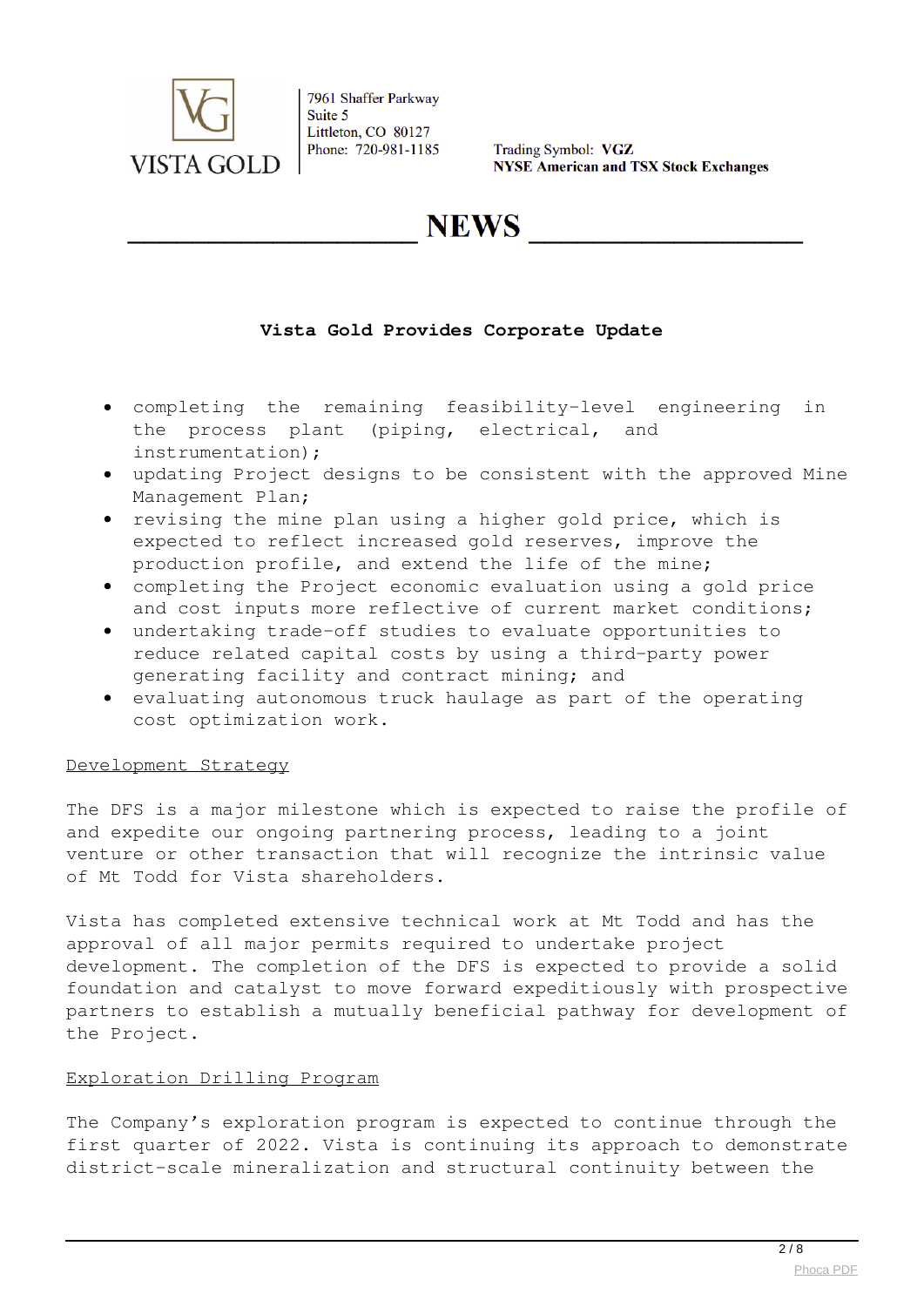# Vista Gold Provides Corporate Update

- completing the remaining feasibility-level engineering in the process plant (piping, electrical, and instrumentation);
- updating Project designs to be consistent with the approved Mine Management Plan;
- revising the mine plan using a higher gold price, which is expected to reflect increased gold reserves, improve the production profile, and extend the life of the mine;
- completing the Project economic evaluation using a gold price and cost inputs more reflective of current market conditions;
- undertaking trade-off studies to evaluate opportunities to reduce related capital costs by using a third-party power generating facility and contract mining; and
- evaluating autonomous truck haulage as part of the operating cost optimization work.

## Development Strategy

The DFS is a major milestone which is expected to raise the profile of and expedite our ongoing partnering process, leading to a joint venture or other transaction that will recognize the intrinsic value of Mt Todd for Vista shareholders.

Vista has completed extensive technical work at Mt Todd and has the approval of all major permits required to undertake project development. The completion of the DFS is expected to provide a solid foundation and catalyst to move forward expeditiously with prospective partners to establish a mutually beneficial pathway for development of the Project.

## Exploration Drilling Program

The Company's exploration program is expected to continue through the first quarter of 2022. Vista is continuing its approach to demonstrate district-scale mineralization and structural continuity between the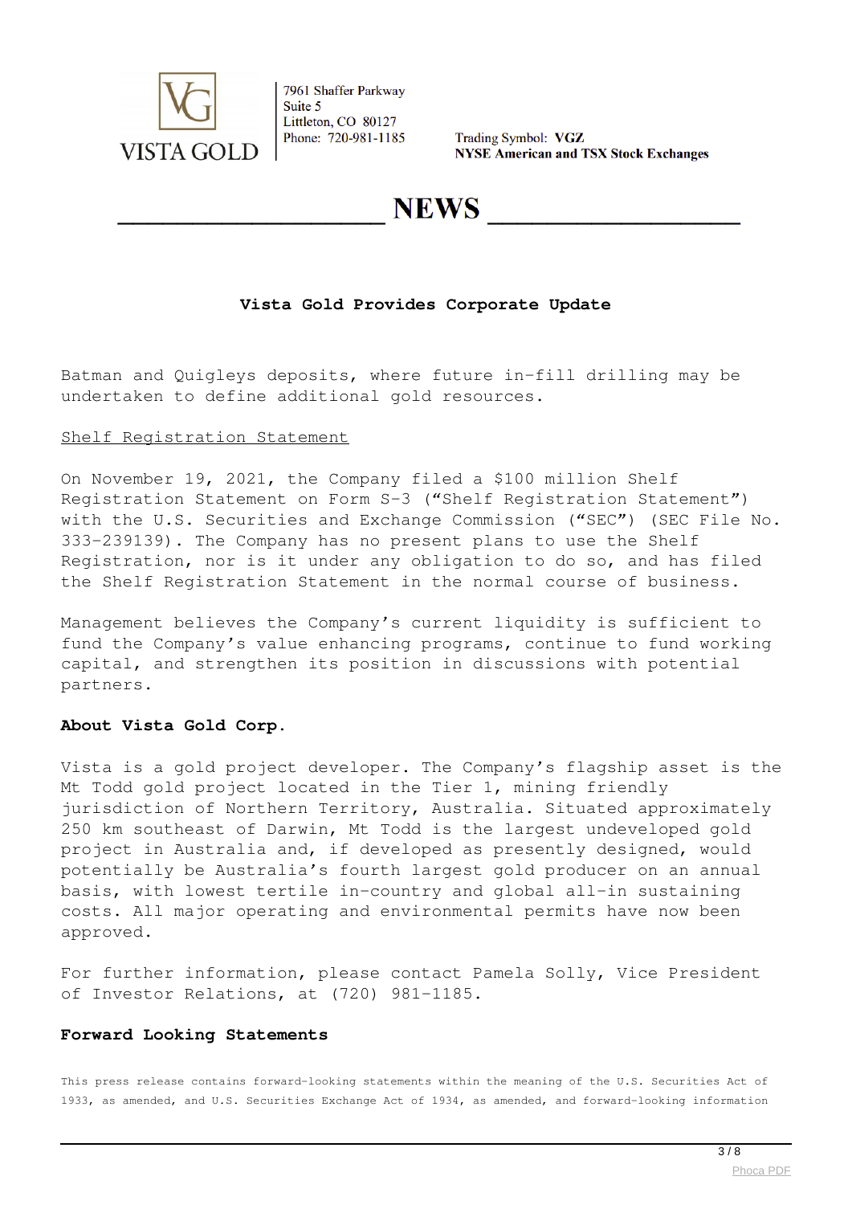Batman and Quigleys deposits, where future in-fill drilling may be undertaken to define additional gold resources.

Shelf Registration Statement

On November 19, 2021, the Company filed a $100 million Shelf Registration Statement on Form S-3 (“Shelf Registration Statement”) with the U.S. Securities and Exchange Commission (“SEC”) (SEC File No. 333-239139). The Company has no present plans to use the Shelf Registration, nor is it under any obligation to do so, and has filed the Shelf Registration Statement in the normal course of business.

Management believes the Company’s current liquidity is sufficient to fund the Company’s value enhancing programs, continue to fund working capital, and strengthen its position in discussions with potential partners.

**About Vista Gold Corp.**

Vista is a gold project developer. The Company’s flagship asset is the Mt Todd gold project located in the Tier 1, mining friendly jurisdiction of Northern Territory, Australia. Situated approximately 250 km southeast of Darwin, Mt Todd is the largest undeveloped gold project in Australia and, if developed as presently designed, would potentially be Australia’s fourth largest gold producer on an annual basis, with lowest tertile in-country and global all-in sustaining costs. All major operating and environmental permits have now been approved.

For further information, please contact Pamela Solly, Vice President of Investor Relations, at (720) 981-1185.

**Forward Looking Statements**

This press release contains forward-looking statements within the meaning of the U.S. Securities Act of 1933, as amended, and U.S. Securities Exchange Act of 1934, as amended, and forward-looking information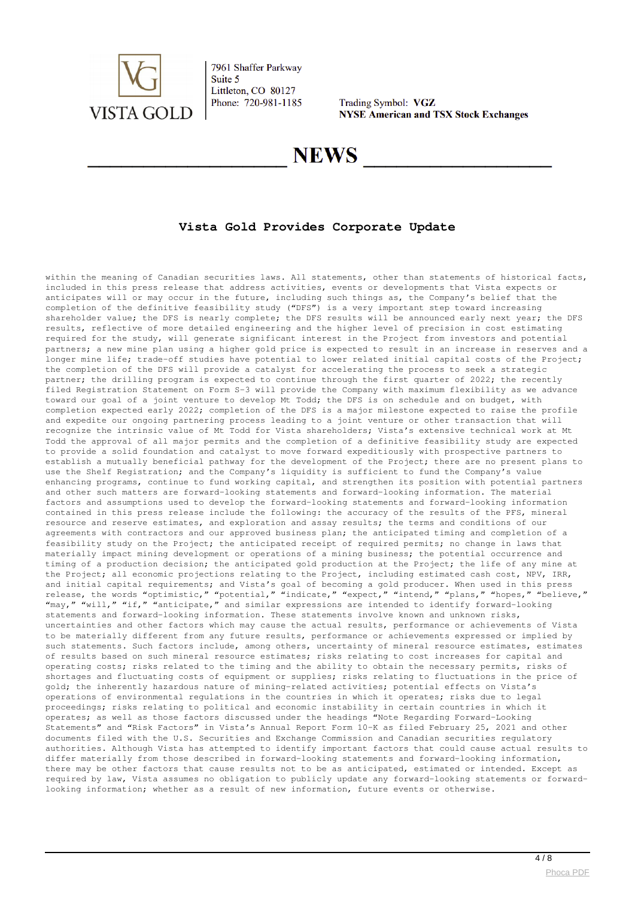# Vista Gold Provides Corporate Update

within the meaning of Canadian securities laws. All statements, other than statements of historical facts, included in this press release that address activities, events or developments that Vista expects or anticipates will or may occur in the future, including such things as, the Company's belief that the completion of the definitive feasibility study ("DFS") is a very important step toward increasing shareholder value; the DFS is nearly complete; the DFS results will be announced early next year; the DFS results, reflective of more detailed engineering and the higher level of precision in cost estimating required for the study, will generate significant interest in the Project from investors and potential partners; a new mine plan using a higher gold price is expected to result in an increase in reserves and a longer mine life; trade-off studies have potential to lower related initial capital costs of the Project; the completion of the DFS will provide a catalyst for accelerating the process to seek a strategic partner; the drilling program is expected to continue through the first quarter of 2022; the recently filed Registration Statement on Form S-3 will provide the Company with maximum flexibility as we advance toward our goal of a joint venture to develop Mt Todd; the DFS is on schedule and on budget, with completion expected early 2022; completion of the DFS is a major milestone expected to raise the profile and expedite our ongoing partnering process leading to a joint venture or other transaction that will recognize the intrinsic value of Mt Todd for Vista shareholders; Vista's extensive technical work at Mt Todd the approval of all major permits and the completion of a definitive feasibility study are expected to provide a solid foundation and catalyst to move forward expeditiously with prospective partners to establish a mutually beneficial pathway for the development of the Project; there are no present plans to use the Shelf Registration; and the Company's liquidity is sufficient to fund the Company's value enhancing programs, continue to fund working capital, and strengthen its position with potential partners and other such matters are forward-looking statements and forward-looking information. The material factors and assumptions used to develop the forward-looking statements and forward-looking information contained in this press release include the following: the accuracy of the results of the PFS, mineral resource and reserve estimates, and exploration and assay results; the terms and conditions of our agreements with contractors and our approved business plan; the anticipated timing and completion of a feasibility study on the Project; the anticipated receipt of required permits; no change in laws that materially impact mining development or operations of a mining business; the potential occurrence and timing of a production decision; the anticipated gold production at the Project; the life of any mine at the Project; all economic projections relating to the Project, including estimated cash cost, NPV, IRR, and initial capital requirements; and Vista's goal of becoming a gold producer. When used in this press release, the words "optimistic," "potential," "indicate," "expect," "intend," "plans," "hopes," "believe," "may," "will," "if," "anticipate," and similar expressions are intended to identify forward-looking statements and forward-looking information. These statements involve known and unknown risks, uncertainties and other factors which may cause the actual results, performance or achievements of Vista to be materially different from any future results, performance or achievements expressed or implied by such statements. Such factors include, among others, uncertainty of mineral resource estimates, estimates of results based on such mineral resource estimates; risks relating to cost increases for capital and operating costs; risks related to the timing and the ability to obtain the necessary permits, risks of shortages and fluctuating costs of equipment or supplies; risks relating to fluctuations in the price of gold; the inherently hazardous nature of mining-related activities; potential effects on Vista's operations of environmental regulations in the countries in which it operates; risks due to legal proceedings; risks relating to political and economic instability in certain countries in which it operates; as well as those factors discussed under the headings "Note Regarding Forward-Looking Statements" and "Risk Factors" in Vista's Annual Report Form 10-K as filed February 25, 2021 and other documents filed with the U.S. Securities and Exchange Commission and Canadian securities regulatory authorities. Although Vista has attempted to identify important factors that could cause actual results to differ materially from those described in forward-looking statements and forward-looking information, there may be other factors that cause results not to be as anticipated, estimated or intended. Except as required by law, Vista assumes no obligation to publicly update any forward-looking statements or forward-looking information; whether as a result of new information, future events or otherwise.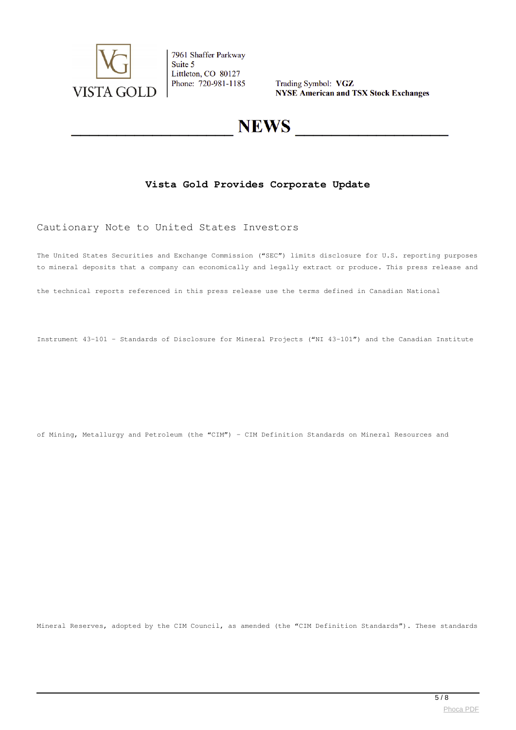# Vista Gold Provides Corporate Update

## Cautionary Note to United States Investors

The United States Securities and Exchange Commission ("SEC") limits disclosure for U.S. reporting purposes to mineral deposits that a company can economically and legally extract or produce. This press release and the technical reports referenced in this press release use the terms defined in Canadian National Instrument 43-101 - Standards of Disclosure for Mineral Projects ("NI 43-101") and the Canadian Institute of Mining, Metallurgy and Petroleum (the "CIM") - CIM Definition Standards on Mineral Resources and Mineral Reserves, adopted by the CIM Council, as amended (the "CIM Definition Standards"). These standards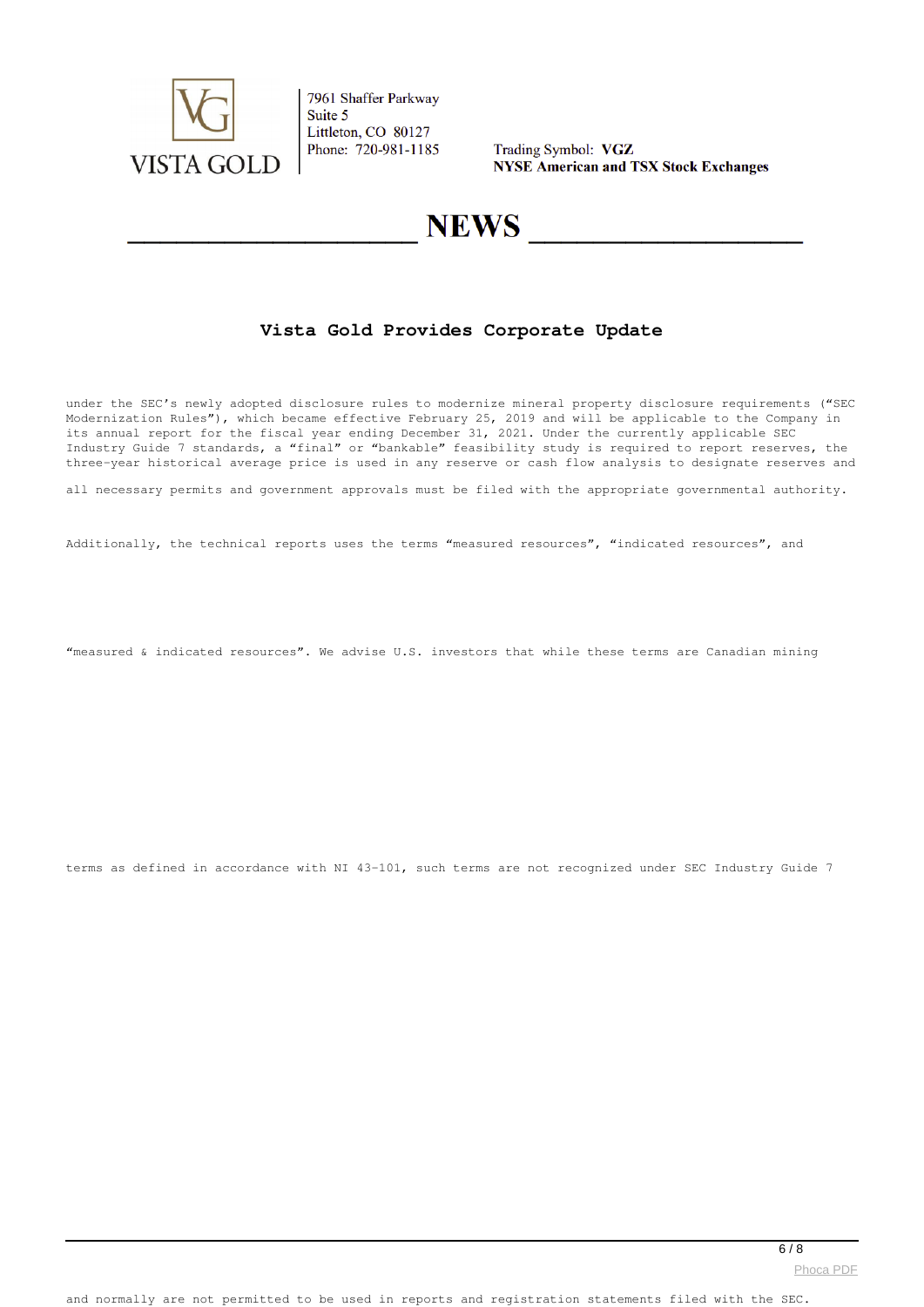# Vista Gold Provides Corporate Update

under the SEC's newly adopted disclosure rules to modernize mineral property disclosure requirements ("SEC Modernization Rules"), which became effective February 25, 2019 and will be applicable to the Company in its annual report for the fiscal year ending December 31, 2021. Under the currently applicable SEC Industry Guide 7 standards, a "final" or "bankable" feasibility study is required to report reserves, the three-year historical average price is used in any reserve or cash flow analysis to designate reserves and all necessary permits and government approvals must be filed with the appropriate governmental authority.

Additionally, the technical reports uses the terms "measured resources", "indicated resources", and "measured & indicated resources". We advise U.S. investors that while these terms are Canadian mining terms as defined in accordance with NI 43-101, such terms are not recognized under SEC Industry Guide 7 and normally are not permitted to be used in reports and registration statements filed with the SEC.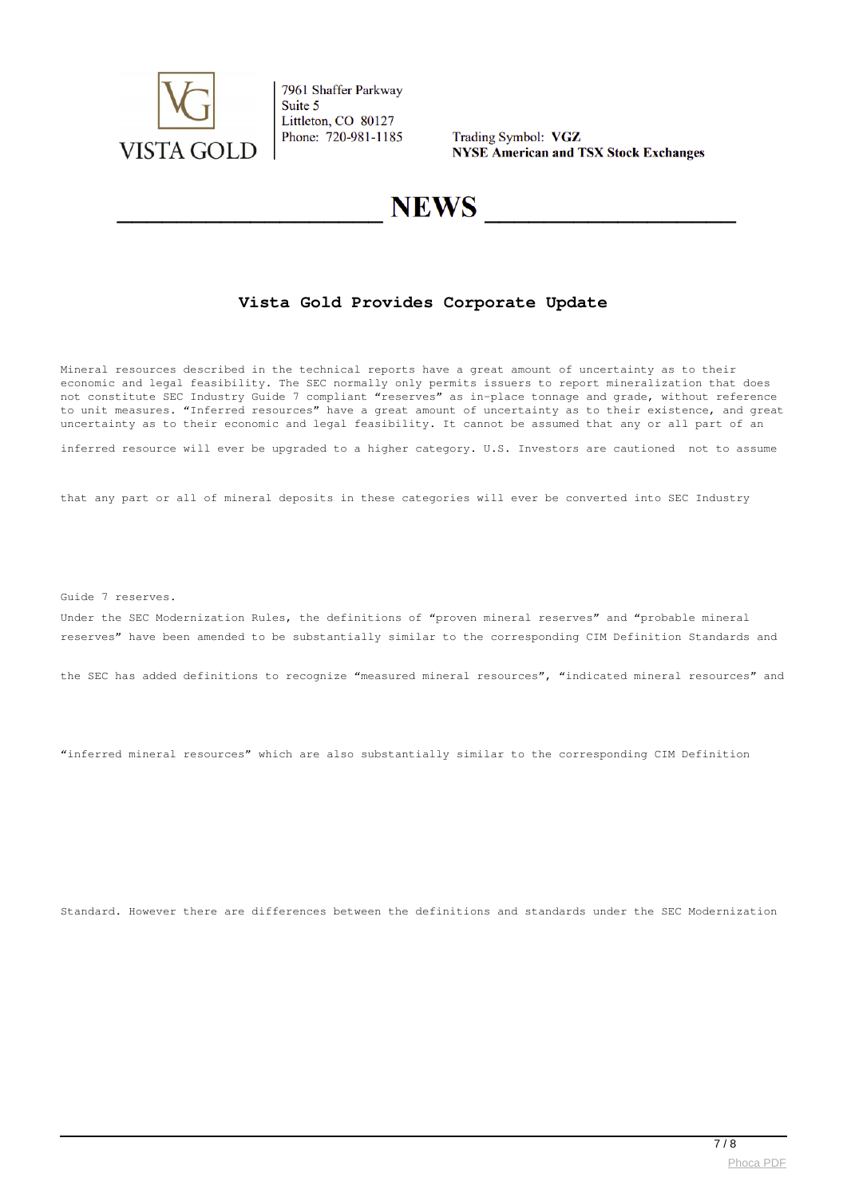## NEWS

### Vista Gold Provides Corporate Update

Mineral resources described in the technical reports have a great amount of uncertainty as to their economic and legal feasibility. The SEC normally only permits issuers to report mineralization that does not constitute SEC Industry Guide 7 compliant "reserves" as in-place tonnage and grade, without reference to unit measures. "Inferred resources" have a great amount of uncertainty as to their existence, and great uncertainty as to their economic and legal feasibility. It cannot be assumed that any or all part of an inferred resource will ever be upgraded to a higher category. U.S. Investors are cautioned not to assume that any part or all of mineral deposits in these categories will ever be converted into SEC Industry Guide 7 reserves.

Under the SEC Modernization Rules, the definitions of "proven mineral reserves" and "probable mineral reserves" have been amended to be substantially similar to the corresponding CIM Definition Standards and the SEC has added definitions to recognize "measured mineral resources", "indicated mineral resources" and "inferred mineral resources" which are also substantially similar to the corresponding CIM Definition Standard. However there are differences between the definitions and standards under the SEC Modernization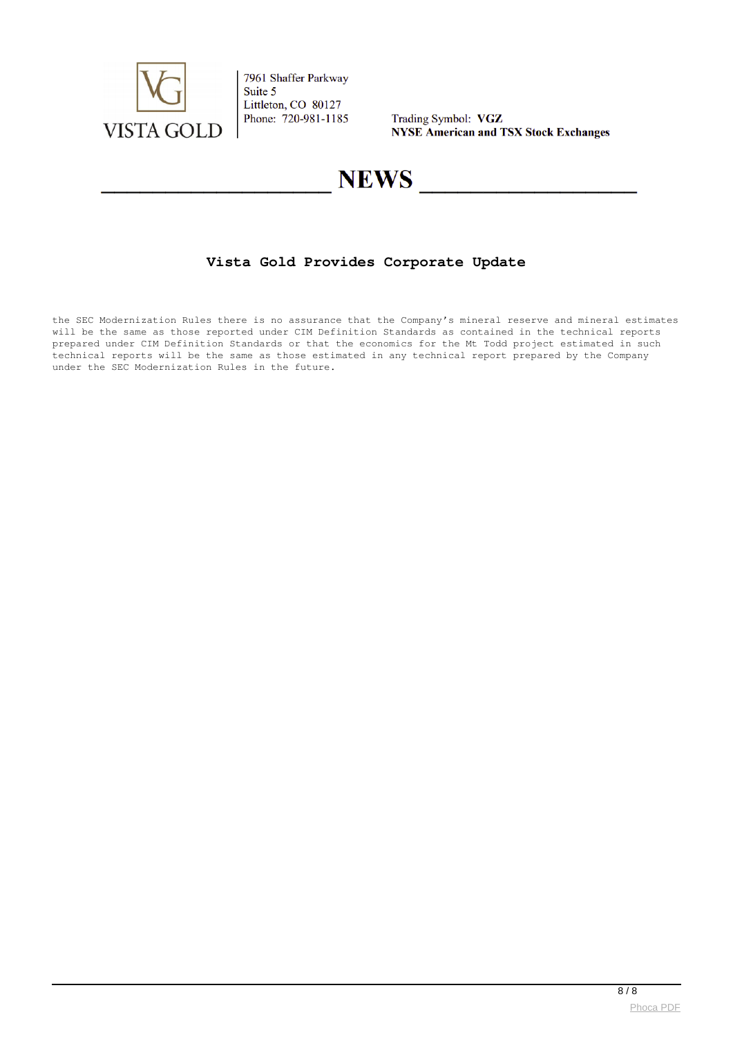# Vista Gold Provides Corporate Update

the SEC Modernization Rules there is no assurance that the Company's mineral reserve and mineral estimates will be the same as those reported under CIM Definition Standards as contained in the technical reports prepared under CIM Definition Standards or that the economics for the Mt Todd project estimated in such technical reports will be the same as those estimated in any technical report prepared by the Company under the SEC Modernization Rules in the future.